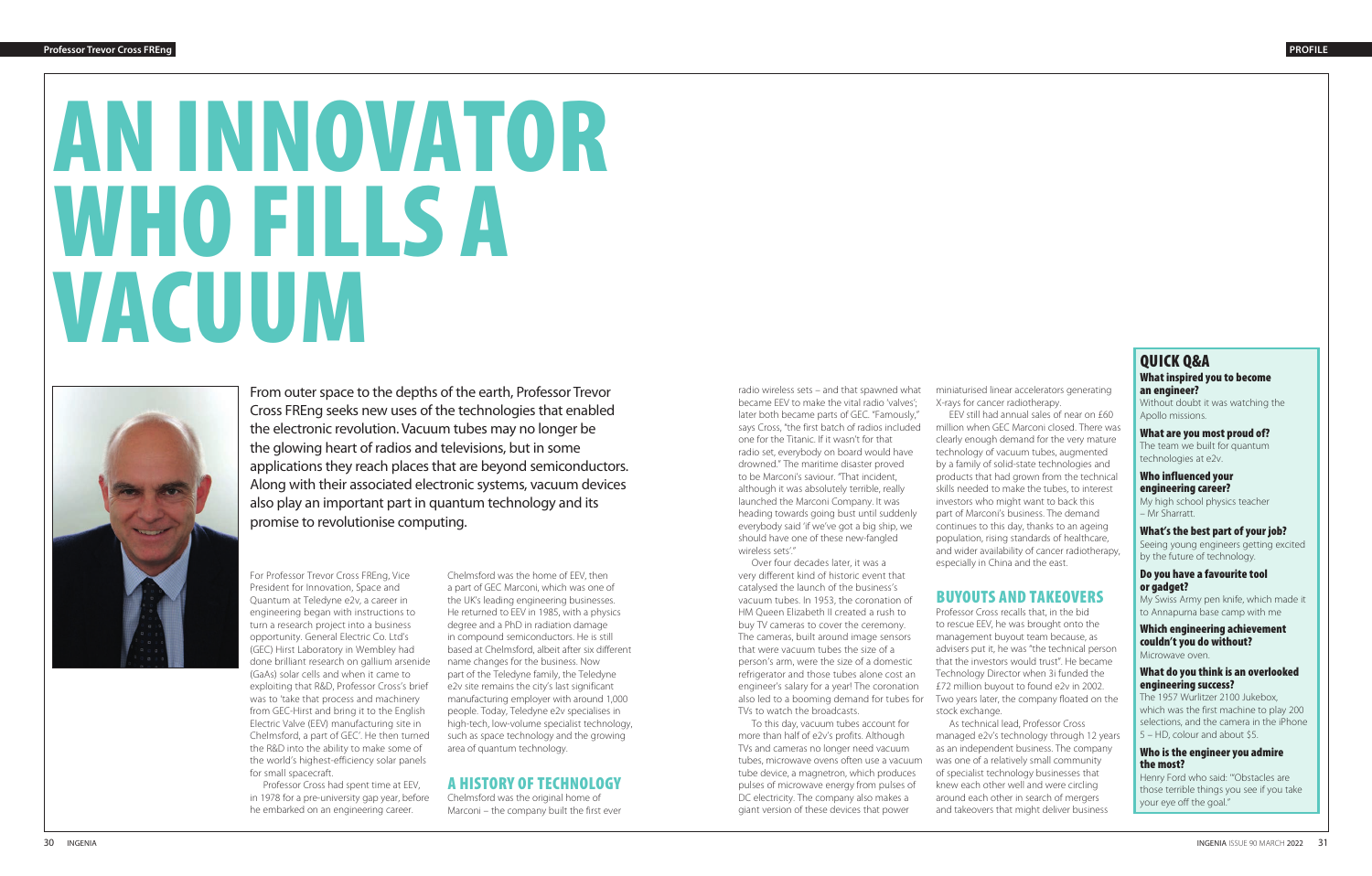# AN INNOVATOR WHO FILLS A VACUUM

From outer space to the depths of the earth, Professor Trevor Cross FREng seeks new uses of the technologies that enabled the electronic revolution. Vacuum tubes may no longer be the glowing heart of radios and televisions, but in some applications they reach places that are beyond semiconductors. Along with their associated electronic systems, vacuum devices also play an important part in quantum technology and its promise to revolutionise computing.

For Professor Trevor Cross FREng, Vice President for Innovation, Space and Quantum at Teledyne e2v, a career in engineering began with instructions to turn a research project into a business opportunity. General Electric Co. Ltd's (GEC) Hirst Laboratory in Wembley had done brilliant research on gallium arsenide (GaAs) solar cells and when it came to exploiting that R&D, Professor Cross's brief was to 'take that process and machinery from GEC-Hirst and bring it to the English Electric Valve (EEV) manufacturing site in Chelmsford, a part of GEC'. He then turned the R&D into the ability to make some of the world's highest-efficiency solar panels for small spacecraft.

Professor Cross had spent time at EEV, in 1978 for a pre-university gap year, before he embarked on an engineering career. Chelmsford was the home of EEV, then a part of GEC Marconi, which was one of the UK's leading engineering businesses. He returned to EEV in 1985, with a physics degree and a PhD in compound semiconductors. He is still based at Chelmsford, albeit after six different name changes for the business. Now part of the Teledyne family, the Teledyne e2v site remains the city's last significant manufacturing employer with around 1,000 people. Today, Teledyne e2v specialises in high-tech, low-volume specialist technology, such as space technology and the growing area of quantum technology.

## A HISTORY OF TECHNOLOGY

Chelmsford was the original home of Marconi – the company built the first ever radio wireless sets – and that spawned what became EEV to make the vital radio 'valves'; later both became parts of GEC. "Famously," says Cross, "the first batch of radios included one for the Titanic. If it wasn't for that radio set, everybody on board would have drowned." The maritime disaster proved to be Marconi's saviour. "That incident, although it was absolutely terrible, really launched the Marconi Company. It was heading towards going bust until suddenly everybody said 'if we've got a big ship, we should have one of these new-fangled wireless sets'."

Over four decades later, it was a very different kind of historic event that catalysed the launch of the business's vacuum tubes. In 1953, the coronation of HM Queen Elizabeth II created a rush to buy TV cameras to cover the ceremony. The cameras, built around image sensors that were vacuum tubes the size of a person's arm, were the size of a domestic refrigerator and those tubes alone cost an engineer's salary for a year! The coronation also led to a booming demand for tubes for TVs to watch the broadcasts.

To this day, vacuum tubes account for more than half of e2v's profits. Although TVs and cameras no longer need vacuum tubes, microwave ovens often use a vacuum tube device, a magnetron, which produces pulses of microwave energy from pulses of DC electricity. The company also makes a giant version of these devices that power miniaturised linear accelerators generating X-rays for cancer radiotherapy.

EEV still had annual sales of near on £60 million when GEC Marconi closed. There was clearly enough demand for the very mature technology of vacuum tubes, augmented by a family of solid-state technologies and products that had grown from the technical skills needed to make the tubes, to interest investors who might want to back this part of Marconi's business. The demand continues to this day, thanks to an ageing population, rising standards of healthcare, and wider availability of cancer radiotherapy, especially in China and the east.

## BUYOUTS AND TAKEOVERS

Professor Cross recalls that, in the bid to rescue EEV, he was brought onto the management buyout team because, as advisers put it, he was "the technical person that the investors would trust". He became Technology Director when 3i funded the £72 million buyout to found e2v in 2002. Two years later, the company floated on the stock exchange.

As technical lead, Professor Cross managed e2v's technology through 12 years as an independent business. The company was one of a relatively small community of specialist technology businesses that knew each other well and were circling around each other in search of mergers and takeovers that might deliver business

## QUICK Q&A

**What inspired you to become an engineer?**
Without doubt it was watching the Apollo missions.

**What are you most proud of?**
The team we built for quantum technologies at e2v.

**Who influenced your engineering career?**
My high school physics teacher – Mr Sharratt.

**What's the best part of your job?**
Seeing young engineers getting excited by the future of technology.

**Do you have a favourite tool or gadget?**
My Swiss Army pen knife, which made it to Annapurna base camp with me

**Which engineering achievement couldn't you do without?**
Microwave oven.

**What do you think is an overlooked engineering success?**
The 1957 Wurlitzer 2100 Jukebox, which was the first machine to play 200 selections, and the camera in the iPhone 5 – HD, colour and about $5.

**Who is the engineer you admire the most?**
Henry Ford who said: "Obstacles are those terrible things you see if you take your eye off the goal."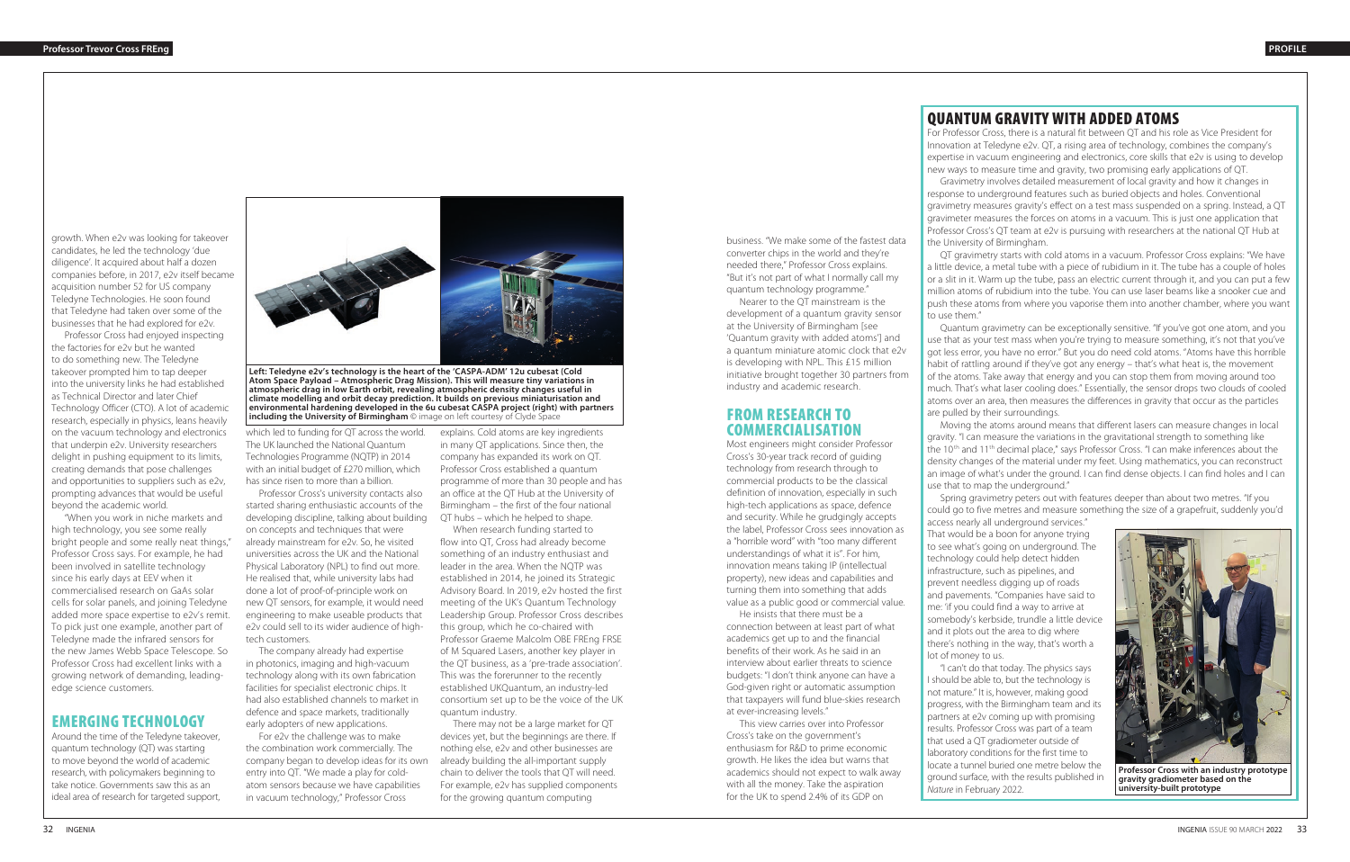growth. When e2v was looking for takeover candidates, he led the technology 'due diligence'. It acquired about half a dozen companies before, in 2017, e2v itself became acquisition number 52 for US company Teledyne Technologies. He soon found that Teledyne had taken over some of the businesses that he had explored for e2v.

Professor Cross had enjoyed inspecting the factories for e2v but he wanted to do something new. The Teledyne takeover prompted him to tap deeper into the university links he had established as Technical Director and later Chief Technology Officer (CTO). A lot of academic research, especially in physics, leans heavily on the vacuum technology and electronics that underpin e2v. University researchers delight in pushing equipment to its limits, creating demands that pose challenges and opportunities to suppliers such as e2v, prompting advances that would be useful beyond the academic world.

"When you work in niche markets and high technology, you see some really bright people and some really neat things," Professor Cross says. For example, he had been involved in satellite technology since his early days at EEV when it commercialised research on GaAs solar cells for solar panels, and joining Teledyne added more space expertise to e2v's remit. To pick just one example, another part of Teledyne made the infrared sensors for the new James Webb Space Telescope. So Professor Cross had excellent links with a growing network of demanding, leading-edge science customers.

## EMERGING TECHNOLOGY

Around the time of the Teledyne takeover, quantum technology (QT) was starting to move beyond the world of academic research, with policymakers beginning to take notice. Governments saw this as an ideal area of research for targeted support, which led to funding for QT across the world. The UK launched the National Quantum Technologies Programme (NQTP) in 2014 with an initial budget of £270 million, which has since risen to more than a billion.

Professor Cross's university contacts also started sharing enthusiastic accounts of the developing discipline, talking about building on concepts and techniques that were already mainstream for e2v. So, he visited universities across the UK and the National Physical Laboratory (NPL) to find out more. He realised that, while university labs had done a lot of proof-of-principle work on new QT sensors, for example, it would need engineering to make useable products that e2v could sell to its wider audience of high-tech customers.

The company already had expertise in photonics, imaging and high-vacuum technology along with its own fabrication facilities for specialist electronic chips. It had also established channels to market in defence and space markets, traditionally early adopters of new applications.

For e2v the challenge was to make the combination work commercially. The company began to develop ideas for its own entry into QT. "We made a play for cold-atom sensors because we have capabilities in vacuum technology," Professor Cross explains. Cold atoms are key ingredients in many QT applications. Since then, the company has expanded its work on QT. Professor Cross established a quantum programme of more than 30 people and has an office at the QT Hub at the University of Birmingham – the first of the four national QT hubs – which he helped to shape.

When research funding started to flow into QT, Cross had already become something of an industry enthusiast and leader in the area. When the NQTP was established in 2014, he joined its Strategic Advisory Board. In 2019, e2v hosted the first meeting of the UK's Quantum Technology Leadership Group. Professor Cross describes this group, which he co-chaired with Professor Graeme Malcolm OBE FREng FRSE of M Squared Lasers, another key player in the QT business, as a 'pre-trade association'. This was the forerunner to the recently established UKQuantum, an industry-led consortium set up to be the voice of the UK quantum industry.

There may not be a large market for QT devices yet, but the beginnings are there. If nothing else, e2v and other businesses are already building the all-important supply chain to deliver the tools that QT will need. For example, e2v has supplied components for the growing quantum computing business. "We make some of the fastest data converter chips in the world and they're needed there," Professor Cross explains. "But it's not part of what I normally call my quantum technology programme."

Nearer to the QT mainstream is the development of a quantum gravity sensor at the University of Birmingham [see 'Quantum gravity with added atoms'] and a quantum miniature atomic clock that e2v is developing with NPL. This £15 million initiative brought together 30 partners from industry and academic research.

**Left: Teledyne e2v's technology is the heart of the 'CASPA-ADM' 12u cubesat (Cold Atom Space Payload – Atmospheric Drag Mission). This will measure tiny variations in atmospheric drag in low Earth orbit, revealing atmospheric density changes useful in climate modelling and orbit decay prediction. It builds on previous miniaturisation and environmental hardening developed in the 6u cubesat CASPA project (right) with partners including the University of Birmingham** © image on left courtesy of Clyde Space

## FROM RESEARCH TO COMMERCIALISATION

Most engineers might consider Professor Cross's 30-year track record of guiding technology from research through to commercial products to be the classical definition of innovation, especially in such high-tech applications as space, defence and security. While he grudgingly accepts the label, Professor Cross sees innovation as a "horrible word" with "too many different understandings of what it is". For him, innovation means taking IP (intellectual property), new ideas and capabilities and turning them into something that adds value as a public good or commercial value.

He insists that there must be a connection between at least part of what academics get up to and the financial benefits of their work. As he said in an interview about earlier threats to science budgets: "I don't think anyone can have a God-given right or automatic assumption that taxpayers will fund blue-skies research at ever-increasing levels."

This view carries over into Professor Cross's take on the government's enthusiasm for R&D to prime economic growth. He likes the idea but warns that academics should not expect to walk away with all the money. Take the aspiration for the UK to spend 2.4% of its GDP on

## QUANTUM GRAVITY WITH ADDED ATOMS

For Professor Cross, there is a natural fit between QT and his role as Vice President for Innovation at Teledyne e2v. QT, a rising area of technology, combines the company's expertise in vacuum engineering and electronics, core skills that e2v is using to develop new ways to measure time and gravity, two promising early applications of QT.

Gravimetry involves detailed measurement of local gravity and how it changes in response to underground features such as buried objects and holes. Conventional gravimetry measures gravity's effect on a test mass suspended on a spring. Instead, a QT gravimeter measures the forces on atoms in a vacuum. This is just one application that Professor Cross's QT team at e2v is pursuing with researchers at the national QT Hub at the University of Birmingham.

QT gravimetry starts with cold atoms in a vacuum. Professor Cross explains: "We have a little device, a metal tube with a piece of rubidium in it. The tube has a couple of holes or a slit in it. Warm up the tube, pass an electric current through it, and you can put a few million atoms of rubidium into the tube. You can use laser beams like a snooker cue and push these atoms from where you vaporise them into another chamber, where you want to use them."

Quantum gravimetry can be exceptionally sensitive. "If you've got one atom, and you use that as your test mass when you're trying to measure something, it's not that you've got less error, you have no error." But you do need cold atoms. "Atoms have this horrible habit of rattling around if they've got any energy – that's what heat is, the movement of the atoms. Take away that energy and you can stop them from moving around too much. That's what laser cooling does." Essentially, the sensor drops two clouds of cooled atoms over an area, then measures the differences in gravity that occur as the particles are pulled by their surroundings.

Moving the atoms around means that different lasers can measure changes in local gravity. "I can measure the variations in the gravitational strength to something like the 10th and 11th decimal place," says Professor Cross. "I can make inferences about the density changes of the material under my feet. Using mathematics, you can reconstruct an image of what's under the ground. I can find dense objects. I can find holes and I can use that to map the underground."

Spring gravimetry peters out with features deeper than about two metres. "If you could go to five metres and measure something the size of a grapefruit, suddenly you'd access nearly all underground services." That would be a boon for anyone trying to see what's going on underground. The technology could help detect hidden infrastructure, such as pipelines, and prevent needless digging up of roads and pavements. "Companies have said to me: 'if you could find a way to arrive at somebody's kerbside, trundle a little device and it plots out the area to dig where there's nothing in the way, that's worth a lot of money to us.

"I can't do that today. The physics says I should be able to, but the technology is not mature." It is, however, making good progress, with the Birmingham team and its partners at e2v coming up with promising results. Professor Cross was part of a team that used a QT gradiometer outside of laboratory conditions for the first time to locate a tunnel buried one metre below the ground surface, with the results published in *Nature* in February 2022.

**Professor Cross with an industry prototype gravity gradiometer based on the university-built prototype**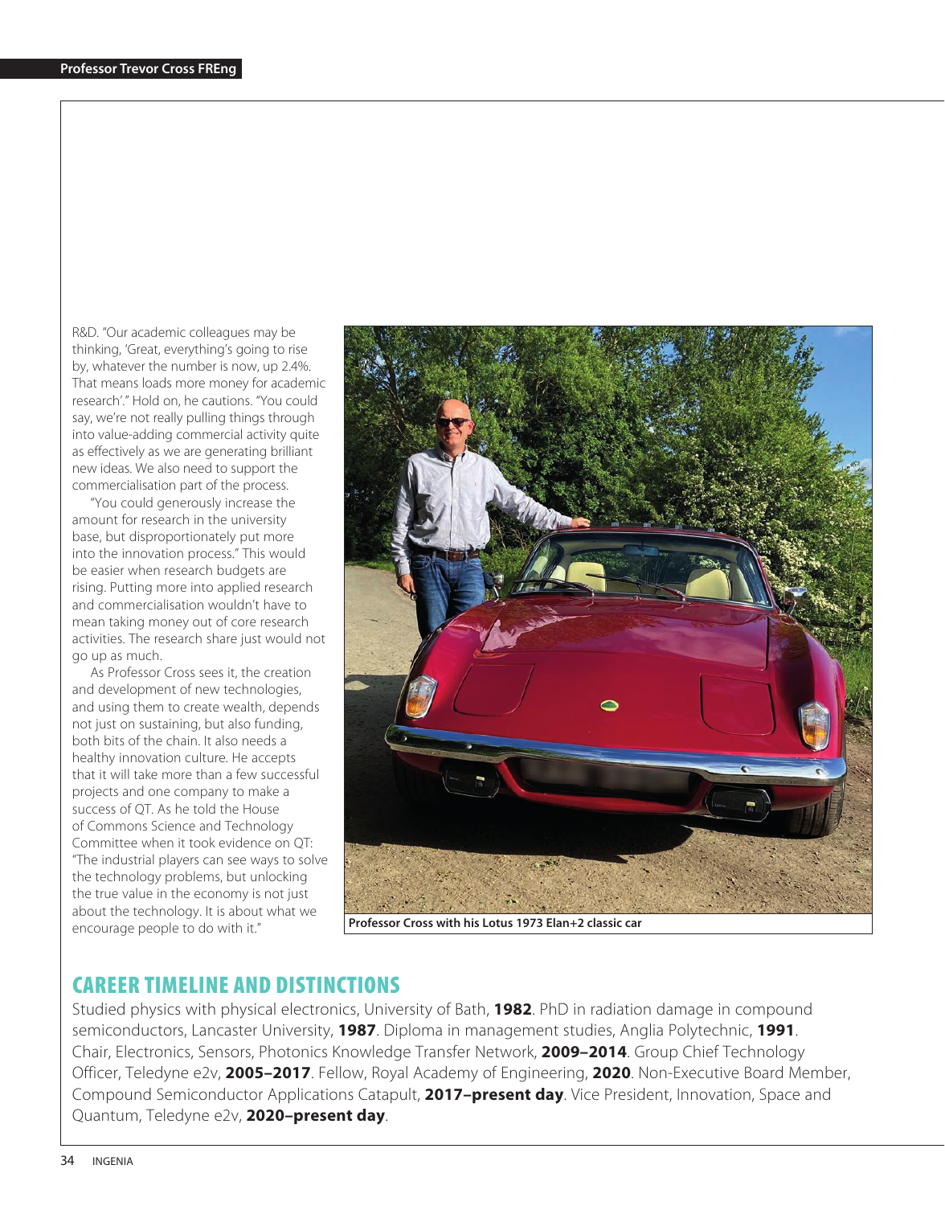R&D. "Our academic colleagues may be thinking, 'Great, everything's going to rise by, whatever the number is now, up 2.4%. That means loads more money for academic research'." Hold on, he cautions. "You could say, we're not really pulling things through into value-adding commercial activity quite as effectively as we are generating brilliant new ideas. We also need to support the commercialisation part of the process.

"You could generously increase the amount for research in the university base, but disproportionately put more into the innovation process." This would be easier when research budgets are rising. Putting more into applied research and commercialisation wouldn't have to mean taking money out of core research activities. The research share just would not go up as much.

As Professor Cross sees it, the creation and development of new technologies, and using them to create wealth, depends not just on sustaining, but also funding, both bits of the chain. It also needs a healthy innovation culture. He accepts that it will take more than a few successful projects and one company to make a success of QT. As he told the House of Commons Science and Technology Committee when it took evidence on QT: "The industrial players can see ways to solve the technology problems, but unlocking the true value in the economy is not just about the technology. It is about what we encourage people to do with it."

Professor Cross with his Lotus 1973 Elan+2 classic car

## CAREER TIMELINE AND DISTINCTIONS

Studied physics with physical electronics, University of Bath, **1982**. PhD in radiation damage in compound semiconductors, Lancaster University, **1987**. Diploma in management studies, Anglia Polytechnic, **1991**. Chair, Electronics, Sensors, Photonics Knowledge Transfer Network, **2009–2014**. Group Chief Technology Officer, Teledyne e2v, **2005–2017**. Fellow, Royal Academy of Engineering, **2020**. Non-Executive Board Member, Compound Semiconductor Applications Catapult, **2017–present day**. Vice President, Innovation, Space and Quantum, Teledyne e2v, **2020–present day**.